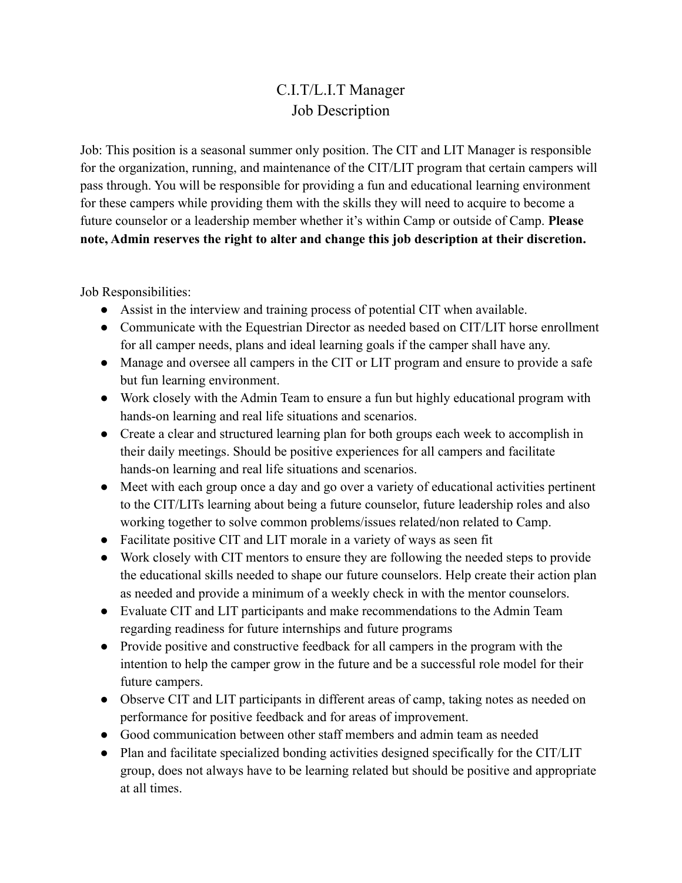# C.I.T/L.I.T Manager
# Job Description

Job: This position is a seasonal summer only position. The CIT and LIT Manager is responsible for the organization, running, and maintenance of the CIT/LIT program that certain campers will pass through. You will be responsible for providing a fun and educational learning environment for these campers while providing them with the skills they will need to acquire to become a future counselor or a leadership member whether it's within Camp or outside of Camp. **Please note, Admin reserves the right to alter and change this job description at their discretion.**

Job Responsibilities:

- Assist in the interview and training process of potential CIT when available.
- Communicate with the Equestrian Director as needed based on CIT/LIT horse enrollment for all camper needs, plans and ideal learning goals if the camper shall have any.
- Manage and oversee all campers in the CIT or LIT program and ensure to provide a safe but fun learning environment.
- Work closely with the Admin Team to ensure a fun but highly educational program with hands-on learning and real life situations and scenarios.
- Create a clear and structured learning plan for both groups each week to accomplish in their daily meetings. Should be positive experiences for all campers and facilitate hands-on learning and real life situations and scenarios.
- Meet with each group once a day and go over a variety of educational activities pertinent to the CIT/LITs learning about being a future counselor, future leadership roles and also working together to solve common problems/issues related/non related to Camp.
- Facilitate positive CIT and LIT morale in a variety of ways as seen fit
- Work closely with CIT mentors to ensure they are following the needed steps to provide the educational skills needed to shape our future counselors. Help create their action plan as needed and provide a minimum of a weekly check in with the mentor counselors.
- Evaluate CIT and LIT participants and make recommendations to the Admin Team regarding readiness for future internships and future programs
- Provide positive and constructive feedback for all campers in the program with the intention to help the camper grow in the future and be a successful role model for their future campers.
- Observe CIT and LIT participants in different areas of camp, taking notes as needed on performance for positive feedback and for areas of improvement.
- Good communication between other staff members and admin team as needed
- Plan and facilitate specialized bonding activities designed specifically for the CIT/LIT group, does not always have to be learning related but should be positive and appropriate at all times.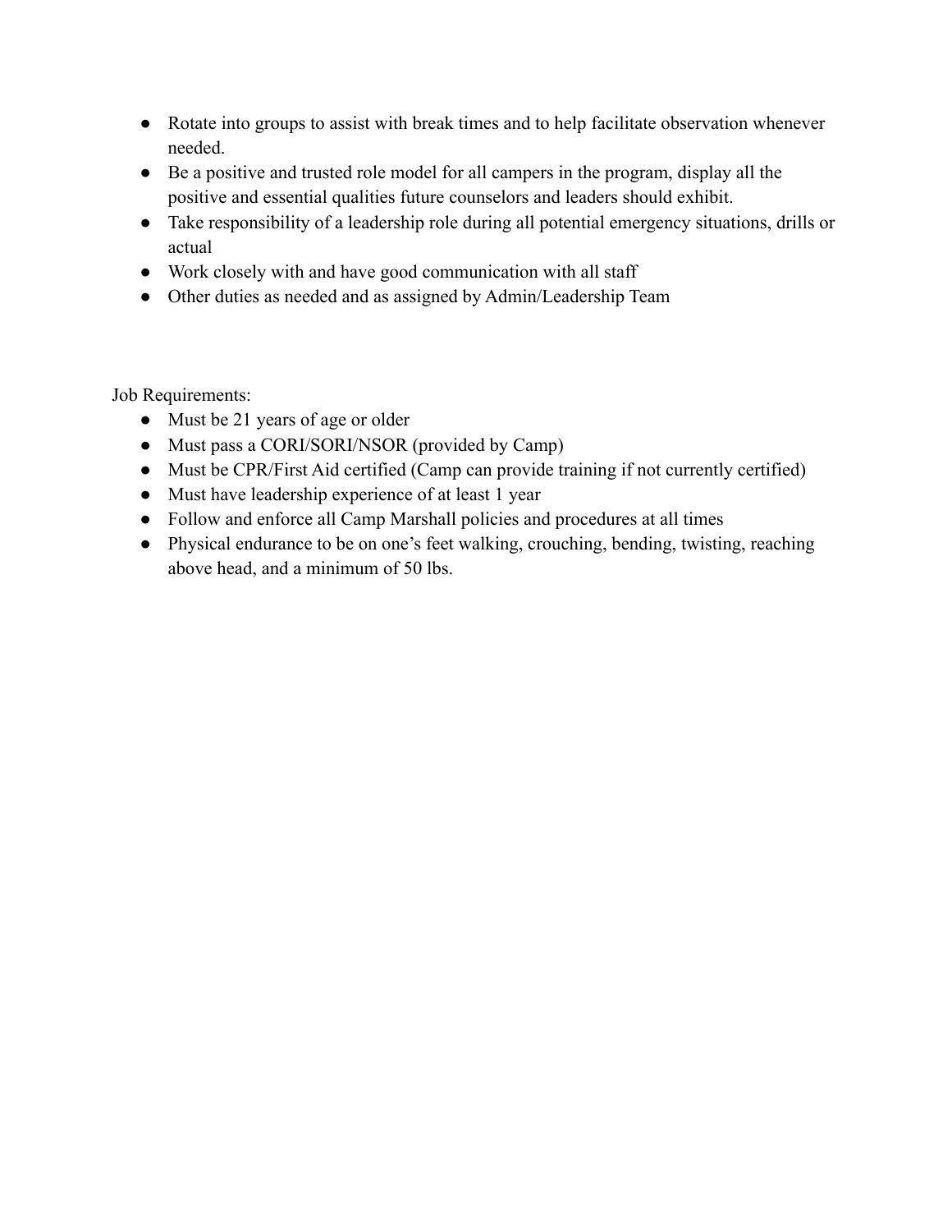- Rotate into groups to assist with break times and to help facilitate observation whenever needed.
- Be a positive and trusted role model for all campers in the program, display all the positive and essential qualities future counselors and leaders should exhibit.
- Take responsibility of a leadership role during all potential emergency situations, drills or actual
- Work closely with and have good communication with all staff
- Other duties as needed and as assigned by Admin/Leadership Team

Job Requirements:

- Must be 21 years of age or older
- Must pass a CORI/SORI/NSOR (provided by Camp)
- Must be CPR/First Aid certified (Camp can provide training if not currently certified)
- Must have leadership experience of at least 1 year
- Follow and enforce all Camp Marshall policies and procedures at all times
- Physical endurance to be on one's feet walking, crouching, bending, twisting, reaching above head, and a minimum of 50 lbs.